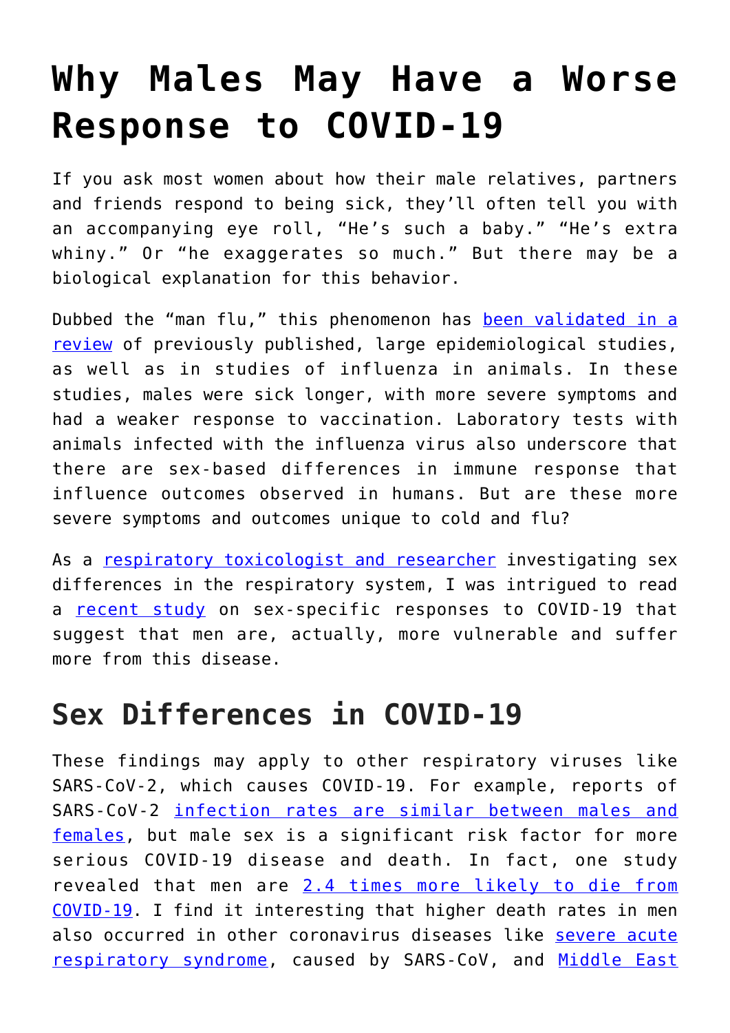# Why Males May Have a Worse Response to COVID-19

If you ask most women about how their male relatives, partners and friends respond to being sick, they'll often tell you with an accompanying eye roll, "He's such a baby." "He's extra whiny." Or "he exaggerates so much." But there may be a biological explanation for this behavior.

Dubbed the "man flu," this phenomenon has been validated in a review of previously published, large epidemiological studies, as well as in studies of influenza in animals. In these studies, males were sick longer, with more severe symptoms and had a weaker response to vaccination. Laboratory tests with animals infected with the influenza virus also underscore that there are sex-based differences in immune response that influence outcomes observed in humans. But are these more severe symptoms and outcomes unique to cold and flu?

As a respiratory toxicologist and researcher investigating sex differences in the respiratory system, I was intrigued to read a recent study on sex-specific responses to COVID-19 that suggest that men are, actually, more vulnerable and suffer more from this disease.

## Sex Differences in COVID-19

These findings may apply to other respiratory viruses like SARS-CoV-2, which causes COVID-19. For example, reports of SARS-CoV-2 infection rates are similar between males and females, but male sex is a significant risk factor for more serious COVID-19 disease and death. In fact, one study revealed that men are 2.4 times more likely to die from COVID-19. I find it interesting that higher death rates in men also occurred in other coronavirus diseases like severe acute respiratory syndrome, caused by SARS-CoV, and Middle East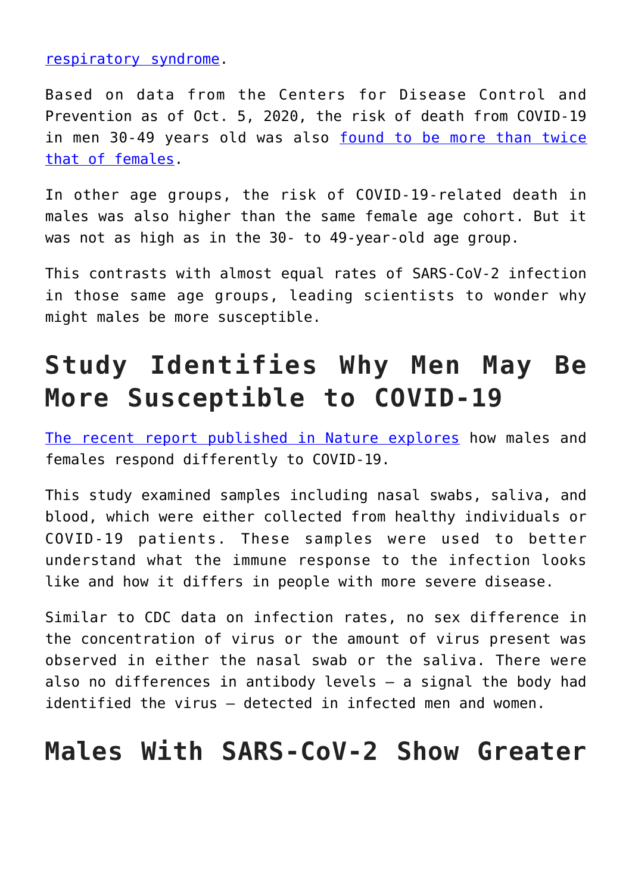respiratory syndrome.

Based on data from the Centers for Disease Control and Prevention as of Oct. 5, 2020, the risk of death from COVID-19 in men 30-49 years old was also found to be more than twice that of females.

In other age groups, the risk of COVID-19-related death in males was also higher than the same female age cohort. But it was not as high as in the 30- to 49-year-old age group.

This contrasts with almost equal rates of SARS-CoV-2 infection in those same age groups, leading scientists to wonder why might males be more susceptible.

## Study Identifies Why Men May Be More Susceptible to COVID-19

The recent report published in Nature explores how males and females respond differently to COVID-19.

This study examined samples including nasal swabs, saliva, and blood, which were either collected from healthy individuals or COVID-19 patients. These samples were used to better understand what the immune response to the infection looks like and how it differs in people with more severe disease.

Similar to CDC data on infection rates, no sex difference in the concentration of virus or the amount of virus present was observed in either the nasal swab or the saliva. There were also no differences in antibody levels – a signal the body had identified the virus – detected in infected men and women.

## Males With SARS-CoV-2 Show Greater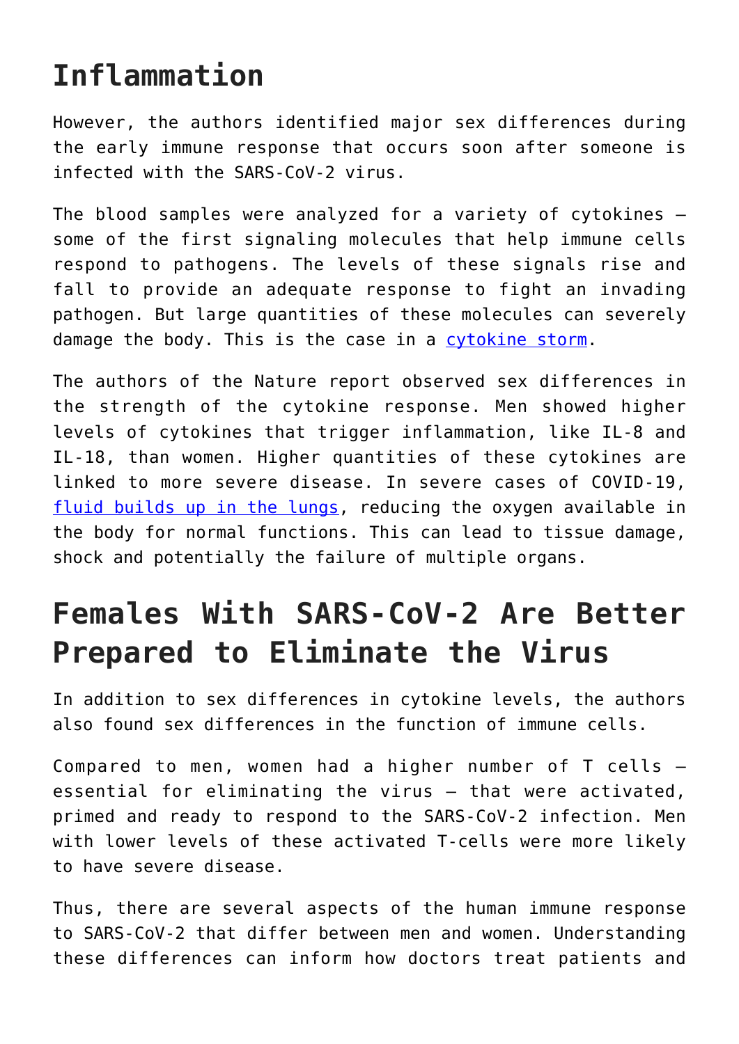## Inflammation

However, the authors identified major sex differences during the early immune response that occurs soon after someone is infected with the SARS-CoV-2 virus.

The blood samples were analyzed for a variety of cytokines – some of the first signaling molecules that help immune cells respond to pathogens. The levels of these signals rise and fall to provide an adequate response to fight an invading pathogen. But large quantities of these molecules can severely damage the body. This is the case in a cytokine storm.

The authors of the Nature report observed sex differences in the strength of the cytokine response. Men showed higher levels of cytokines that trigger inflammation, like IL-8 and IL-18, than women. Higher quantities of these cytokines are linked to more severe disease. In severe cases of COVID-19, fluid builds up in the lungs, reducing the oxygen available in the body for normal functions. This can lead to tissue damage, shock and potentially the failure of multiple organs.

## Females With SARS-CoV-2 Are Better Prepared to Eliminate the Virus

In addition to sex differences in cytokine levels, the authors also found sex differences in the function of immune cells.

Compared to men, women had a higher number of T cells – essential for eliminating the virus – that were activated, primed and ready to respond to the SARS-CoV-2 infection. Men with lower levels of these activated T-cells were more likely to have severe disease.

Thus, there are several aspects of the human immune response to SARS-CoV-2 that differ between men and women. Understanding these differences can inform how doctors treat patients and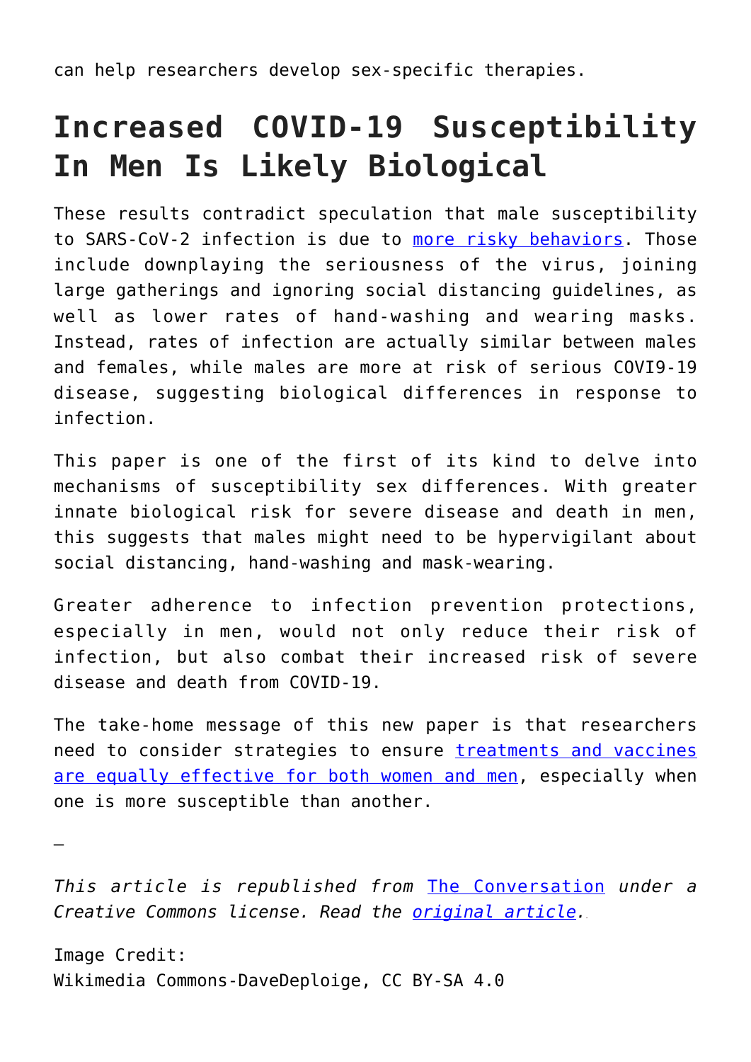can help researchers develop sex-specific therapies.

## Increased COVID-19 Susceptibility In Men Is Likely Biological

These results contradict speculation that male susceptibility to SARS-CoV-2 infection is due to [more risky behaviors](). Those include downplaying the seriousness of the virus, joining large gatherings and ignoring social distancing guidelines, as well as lower rates of hand-washing and wearing masks. Instead, rates of infection are actually similar between males and females, while males are more at risk of serious COVI9-19 disease, suggesting biological differences in response to infection.

This paper is one of the first of its kind to delve into mechanisms of susceptibility sex differences. With greater innate biological risk for severe disease and death in men, this suggests that males might need to be hypervigilant about social distancing, hand-washing and mask-wearing.

Greater adherence to infection prevention protections, especially in men, would not only reduce their risk of infection, but also combat their increased risk of severe disease and death from COVID-19.

The take-home message of this new paper is that researchers need to consider strategies to ensure [treatments and vaccines are equally effective for both women and men](), especially when one is more susceptible than another.

–

*This article is republished from [The Conversation]() under a Creative Commons license. Read the [original article]().*

Image Credit:
Wikimedia Commons-DaveDeploige, CC BY-SA 4.0